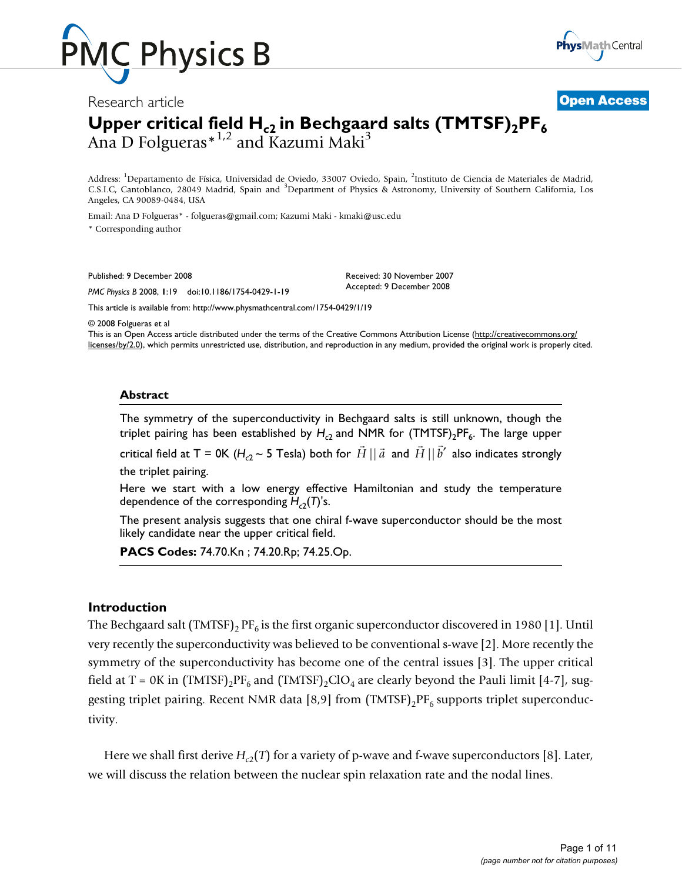Research article

**Open Access**

# Upper critical field $H_{c2}$ in Bechgaard salts $(TMTSF)_2PF_6$

Ana D Folgueras*[1,2] and Kazumi Maki[3]

Address: [1]Departamento de Física, Universidad de Oviedo, 33007 Oviedo, Spain, [2]Instituto de Ciencia de Materiales de Madrid, C.S.I.C, Cantoblanco, 28049 Madrid, Spain and [3]Department of Physics & Astronomy, University of Southern California, Los Angeles, CA 90089-0484, USA

Email: Ana D Folgueras* - folgueras@gmail.com; Kazumi Maki - kmaki@usc.edu

\* Corresponding author

Published: 9 December 2008

*PMC Physics B* 2008, **1**:19 doi:10.1186/1754-0429-1-19

Received: 30 November 2007
Accepted: 9 December 2008

This article is available from: http://www.physmathcentral.com/1754-0429/1/19

© 2008 Folgueras et al

This is an Open Access article distributed under the terms of the Creative Commons Attribution License (http://creativecommons.org/licenses/by/2.0), which permits unrestricted use, distribution, and reproduction in any medium, provided the original work is properly cited.

## Abstract

The symmetry of the superconductivity in Bechgaard salts is still unknown, though the triplet pairing has been established by $H_{c2}$ and NMR for $(TMTSF)_2PF_6$. The large upper critical field at T = 0K ($H_{c2} \sim 5$ Tesla) both for $\vec{H} \parallel \vec{a}$ and $\vec{H} \parallel \vec{b}'$ also indicates strongly the triplet pairing.

Here we start with a low energy effective Hamiltonian and study the temperature dependence of the corresponding $H_{c2}(T)$'s.

The present analysis suggests that one chiral f-wave superconductor should be the most likely candidate near the upper critical field.

**PACS Codes:** 74.70.Kn ; 74.20.Rp; 74.25.Op.

## Introduction

The Bechgaard salt $(TMTSF)_2PF_6$ is the first organic superconductor discovered in 1980 [1]. Until very recently the superconductivity was believed to be conventional s-wave [2]. More recently the symmetry of the superconductivity has become one of the central issues [3]. The upper critical field at T = 0K in $(TMTSF)_2PF_6$ and $(TMTSF)_2ClO_4$ are clearly beyond the Pauli limit [4-7], suggesting triplet pairing. Recent NMR data [8,9] from $(TMTSF)_2PF_6$ supports triplet superconductivity.

Here we shall first derive $H_{c2}(T)$ for a variety of p-wave and f-wave superconductors [8]. Later, we will discuss the relation between the nuclear spin relaxation rate and the nodal lines.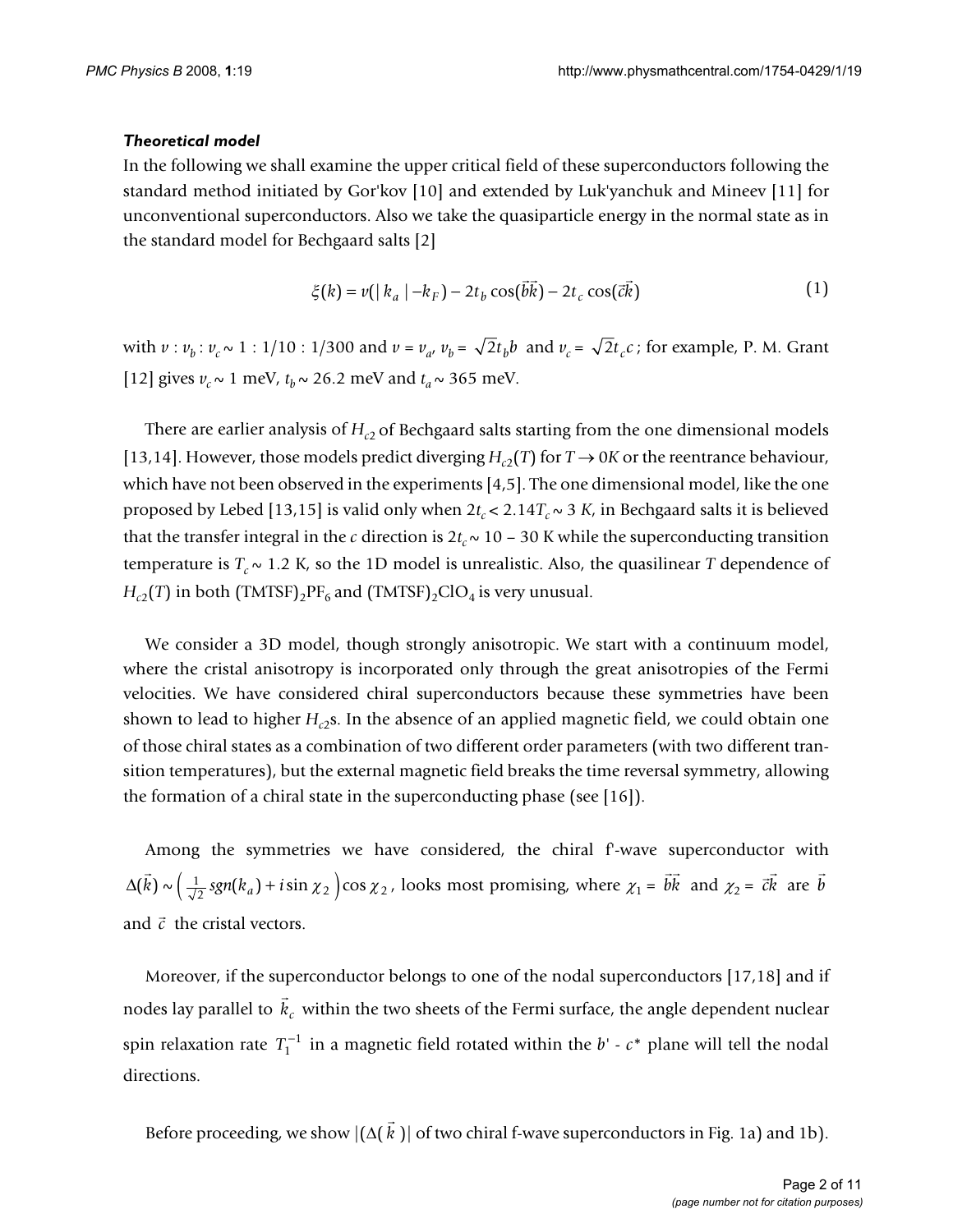### *Theoretical model*

In the following we shall examine the upper critical field of these superconductors following the standard method initiated by Gor'kov [10] and extended by Luk'yanchuk and Mineev [11] for unconventional superconductors. Also we take the quasiparticle energy in the normal state as in the standard model for Bechgaard salts [2]

$$\xi(k) = v(|k_a| - k_F) - 2t_b \cos(\vec{b}\vec{k}) - 2t_c \cos(\vec{c}\vec{k}) \tag{1}$$

with $v : v_b : v_c \sim 1 : 1/10 : 1/300$ and $v = v_a$, $v_b = \sqrt{2}t_b b$ and $v_c = \sqrt{2}t_c c$; for example, P. M. Grant [12] gives $v_c \sim 1$ meV, $t_b \sim 26.2$ meV and $t_a \sim 365$ meV.

There are earlier analysis of $H_{c2}$ of Bechgaard salts starting from the one dimensional models [13,14]. However, those models predict diverging $H_{c2}(T)$ for $T \rightarrow 0K$ or the reentrance behaviour, which have not been observed in the experiments [4,5]. The one dimensional model, like the one proposed by Lebed [13,15] is valid only when $2t_c < 2.14T_c \sim 3$ *K*, in Bechgaard salts it is believed that the transfer integral in the *c* direction is $2t_c \sim 10 - 30$ K while the superconducting transition temperature is $T_c \sim 1.2$ K, so the 1D model is unrealistic. Also, the quasilinear *T* dependence of $H_{c2}(T)$ in both $(TMTSF)_2PF_6$ and $(TMTSF)_2ClO_4$ is very unusual.

We consider a 3D model, though strongly anisotropic. We start with a continuum model, where the cristal anisotropy is incorporated only through the great anisotropies of the Fermi velocities. We have considered chiral superconductors because these symmetries have been shown to lead to higher $H_{c2}$s. In the absence of an applied magnetic field, we could obtain one of those chiral states as a combination of two different order parameters (with two different transition temperatures), but the external magnetic field breaks the time reversal symmetry, allowing the formation of a chiral state in the superconducting phase (see [16]).

Among the symmetries we have considered, the chiral f'-wave superconductor with $\Delta(\vec{k}) \sim \left(\frac{1}{\sqrt{2}} sgn(k_a) + i \sin \chi_2\right) \cos \chi_2$, looks most promising, where $\chi_1 = \vec{b}\vec{k}$ and $\chi_2 = \vec{c}\vec{k}$ are $\vec{b}$ and $\vec{c}$ the cristal vectors.

Moreover, if the superconductor belongs to one of the nodal superconductors [17,18] and if nodes lay parallel to $\vec{k}_c$ within the two sheets of the Fermi surface, the angle dependent nuclear spin relaxation rate $T_1^{-1}$ in a magnetic field rotated within the $b'$ - $c^*$ plane will tell the nodal directions.

Before proceeding, we show $|(\Delta(\vec{k})|$ of two chiral f-wave superconductors in Fig. 1a) and 1b).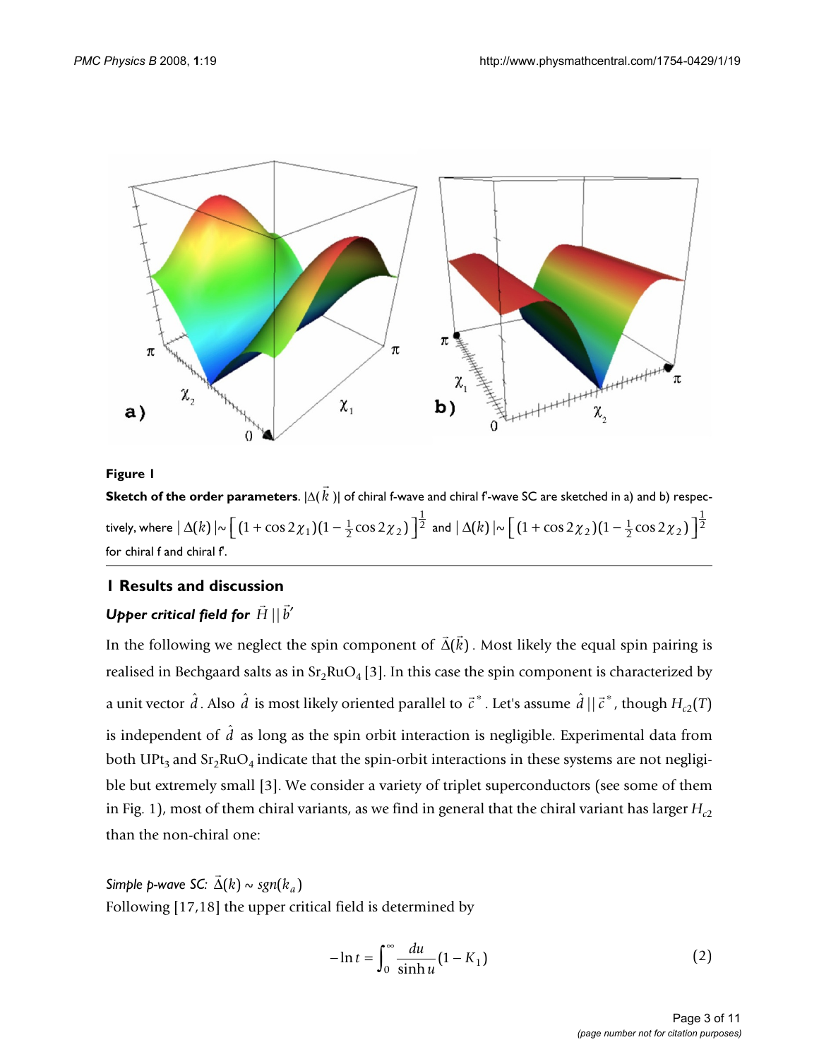**Figure 1**

**Sketch of the order parameters**. $|\Delta(\vec{k})|$ of chiral f-wave and chiral f'-wave SC are sketched in a) and b) respectively, where $|\Delta(k)| \sim \left[(1+\cos 2\chi_1)(1-\frac{1}{2}\cos 2\chi_2)\right]^{\frac{1}{2}}$ and $|\Delta(k)| \sim \left[(1+\cos 2\chi_2)(1-\frac{1}{2}\cos 2\chi_2)\right]^{\frac{1}{2}}$ for chiral f and chiral f'.

## 1 Results and discussion

### *Upper critical field for* $\vec{H} \,||\, \vec{b}'$

In the following we neglect the spin component of $\vec{\Delta}(\vec{k})$. Most likely the equal spin pairing is realised in Bechgaard salts as in $Sr_2RuO_4$ [3]. In this case the spin component is characterized by a unit vector $\hat{d}$. Also $\hat{d}$ is most likely oriented parallel to $\vec{c}^*$. Let's assume $\hat{d} \,||\, \vec{c}^*$, though $H_{c2}(T)$ is independent of $\hat{d}$ as long as the spin orbit interaction is negligible. Experimental data from both $UPt_3$ and $Sr_2RuO_4$ indicate that the spin-orbit interactions in these systems are not negligible but extremely small [3]. We consider a variety of triplet superconductors (see some of them in Fig. 1), most of them chiral variants, as we find in general that the chiral variant has larger $H_{c2}$ than the non-chiral one:

*Simple p-wave SC:* $\vec{\Delta}(k) \sim sgn(k_a)$

Following [17,18] the upper critical field is determined by

$$-\ln t = \int_0^\infty \frac{du}{\sinh u}(1 - K_1) \tag{2}$$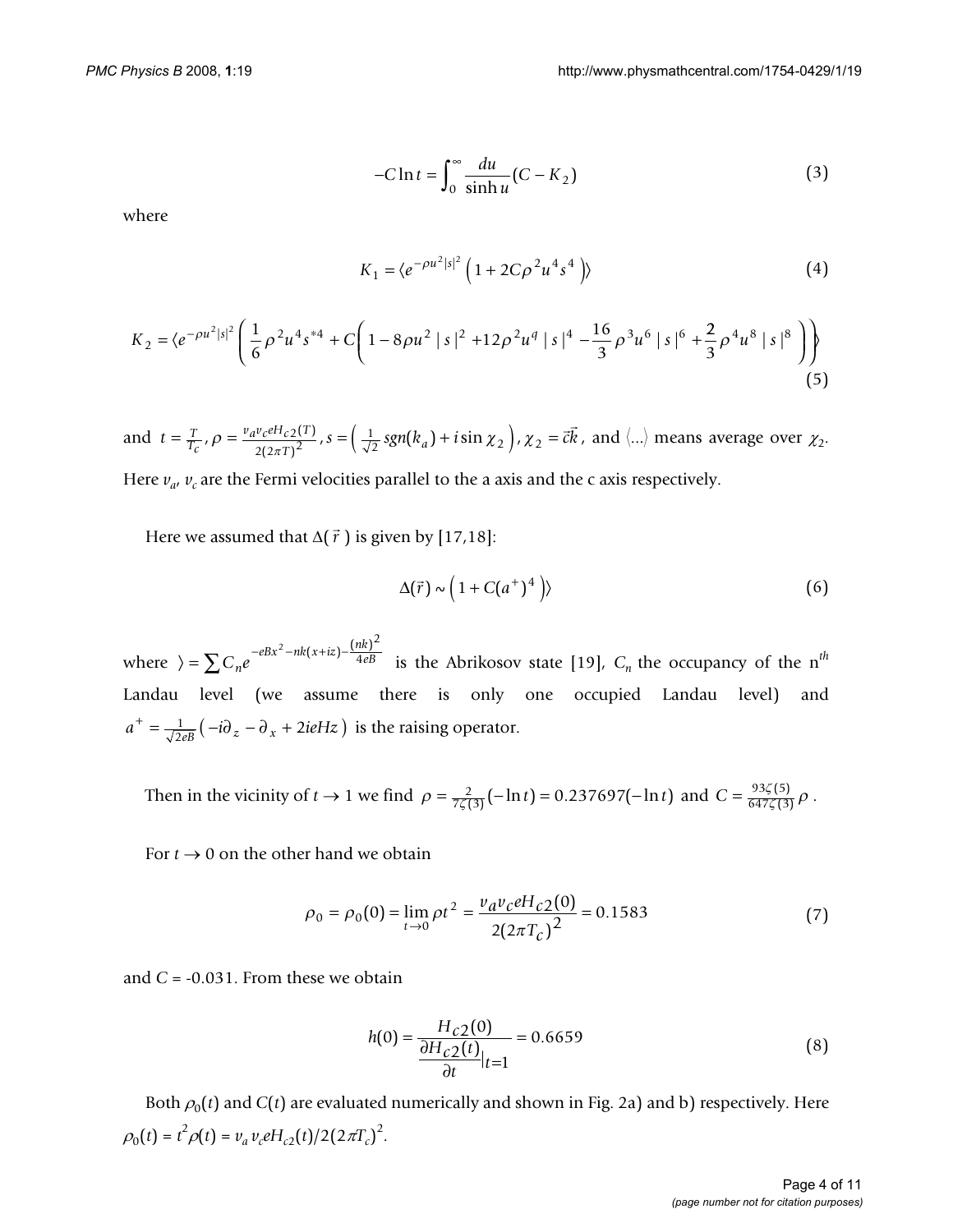$$-C \ln t = \int_0^\infty \frac{du}{\sinh u}(C - K_2) \tag{3}$$

where

$$K_1 = \langle e^{-\rho u^2 |s|^2} \left(1 + 2C\rho^2 u^4 s^4\right)\rangle \tag{4}$$

$$K_2 = \langle e^{-\rho u^2 |s|^2} \left( \frac{1}{6}\rho^2 u^4 s^{*4} + C\left(1 - 8\rho u^2 \mid s\mid^2 + 12\rho^2 u^q \mid s\mid^4 - \frac{16}{3}\rho^3 u^6 \mid s\mid^6 + \frac{2}{3}\rho^4 u^8 \mid s\mid^8\right)\right)\rangle \tag{5}$$

and $t = \frac{T}{T_c}$, $\rho = \frac{v_a v_c e H_{c2}(T)}{2(2\pi T)^2}$, $s = \left(\frac{1}{\sqrt{2}} sgn(k_a) + i \sin\chi_2\right)$, $\chi_2 = \vec{c}\vec{k}$, and $\langle ...\rangle$ means average over $\chi_2$. Here $v_a$, $v_c$ are the Fermi velocities parallel to the a axis and the c axis respectively.

Here we assumed that $\Delta(\vec{r})$ is given by [17,18]:

$$\Delta(\vec{r}) \sim \left(1 + C(a^+)^4\right)\rangle \tag{6}$$

where $\rangle = \sum C_n e^{-eBx^2 - nk(x+iz) - \frac{(nk)^2}{4eB}}$ is the Abrikosov state [19], $C_n$ the occupancy of the n$^{th}$ Landau level (we assume there is only one occupied Landau level) and $a^+ = \frac{1}{\sqrt{2eB}}\left(-i\partial_z - \partial_x + 2ieHz\right)$ is the raising operator.

Then in the vicinity of $t \to 1$ we find $\rho = \frac{2}{7\zeta(3)}(-\ln t) = 0.237697(-\ln t)$ and $C = \frac{93\zeta(5)}{647\zeta(3)}\rho$.

For $t \to 0$ on the other hand we obtain

$$\rho_0 = \rho_0(0) = \lim_{t\to 0} \rho t^2 = \frac{v_a v_c e H_{c2}(0)}{2(2\pi T_c)^2} = 0.1583 \tag{7}$$

and $C = -0.031$. From these we obtain

$$h(0) = \frac{H_{c2}(0)}{\frac{\partial H_{c2}(t)}{\partial t}|_{t=1}} = 0.6659 \tag{8}$$

Both $\rho_0(t)$ and $C(t)$ are evaluated numerically and shown in Fig. 2a) and b) respectively. Here $\rho_0(t) = t^2\rho(t) = v_a v_c e H_{c2}(t)/2(2\pi T_c)^2$.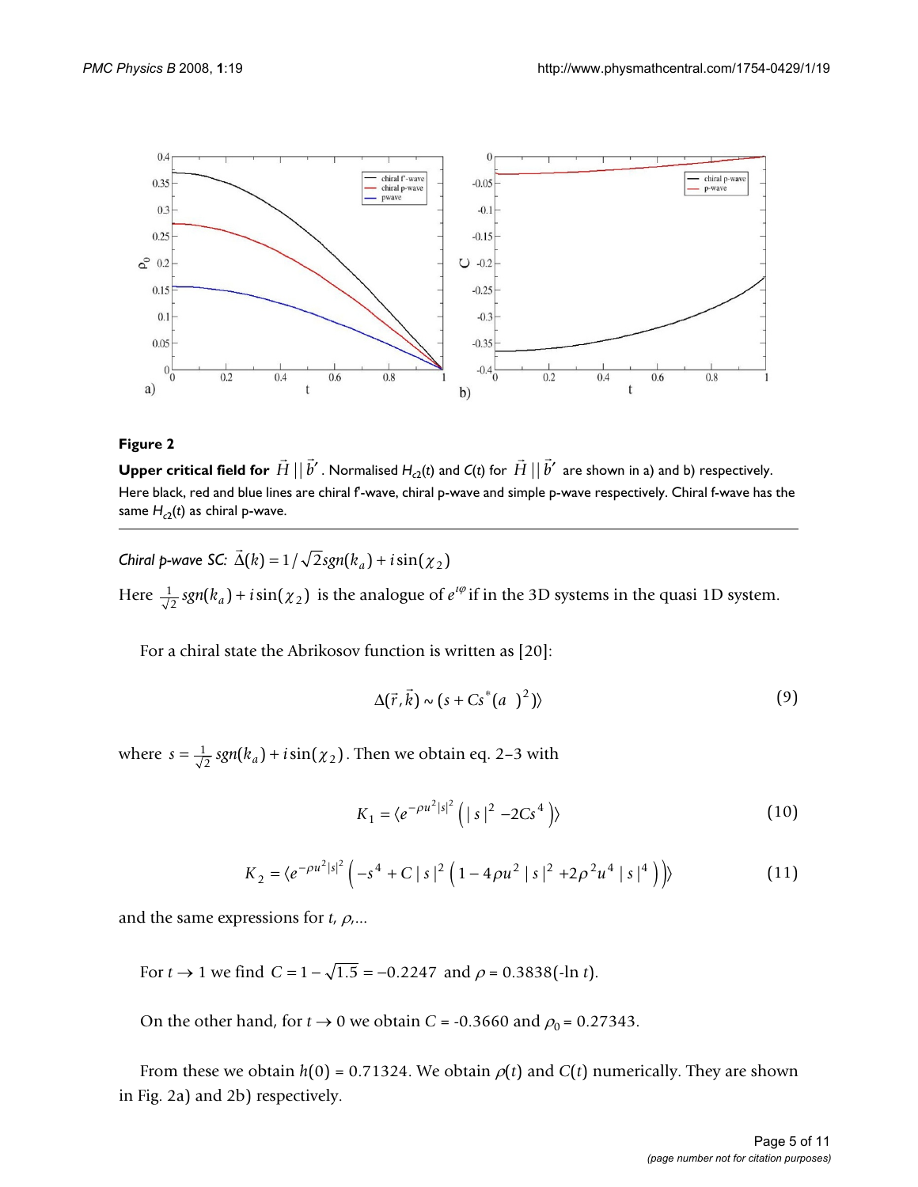**Figure 2**

**Upper critical field for $\vec{H} \,||\, \vec{b}'$**. Normalised $H_{c2}(t)$ and $C(t)$ for $\vec{H} \,||\, \vec{b}'$ are shown in a) and b) respectively. Here black, red and blue lines are chiral f'-wave, chiral p-wave and simple p-wave respectively. Chiral f-wave has the same $H_{c2}(t)$ as chiral p-wave.

*Chiral p-wave SC:* $\vec{\Delta}(k) = 1/\sqrt{2}sgn(k_a) + i\sin(\chi_2)$

Here $\frac{1}{\sqrt{2}}sgn(k_a) + i\sin(\chi_2)$ is the analogue of $e^{i\varphi}$ if in the 3D systems in the quasi 1D system.

For a chiral state the Abrikosov function is written as [20]:

$$\Delta(\vec{r},\vec{k}) \sim (s + Cs^*(a\ \ )^2)\rangle \tag{9}$$

where $s = \frac{1}{\sqrt{2}}sgn(k_a) + i\sin(\chi_2)$. Then we obtain eq. 2–3 with

$$K_1 = \langle e^{-\rho u^2|s|^2}\left(|s|^2 - 2Cs^4\right)\rangle \tag{10}$$

$$K_2 = \langle e^{-\rho u^2|s|^2}\left(-s^4 + C|s|^2\left(1 - 4\rho u^2|s|^2 + 2\rho^2 u^4|s|^4\right)\right)\rangle \tag{11}$$

and the same expressions for $t$, $\rho$,...

For $t \to 1$ we find $C = 1 - \sqrt{1.5} = -0.2247$ and $\rho = 0.3838(-\ln t)$.

On the other hand, for $t \to 0$ we obtain $C = -0.3660$ and $\rho_0 = 0.27343$.

From these we obtain $h(0) = 0.71324$. We obtain $\rho(t)$ and $C(t)$ numerically. They are shown in Fig. 2a) and 2b) respectively.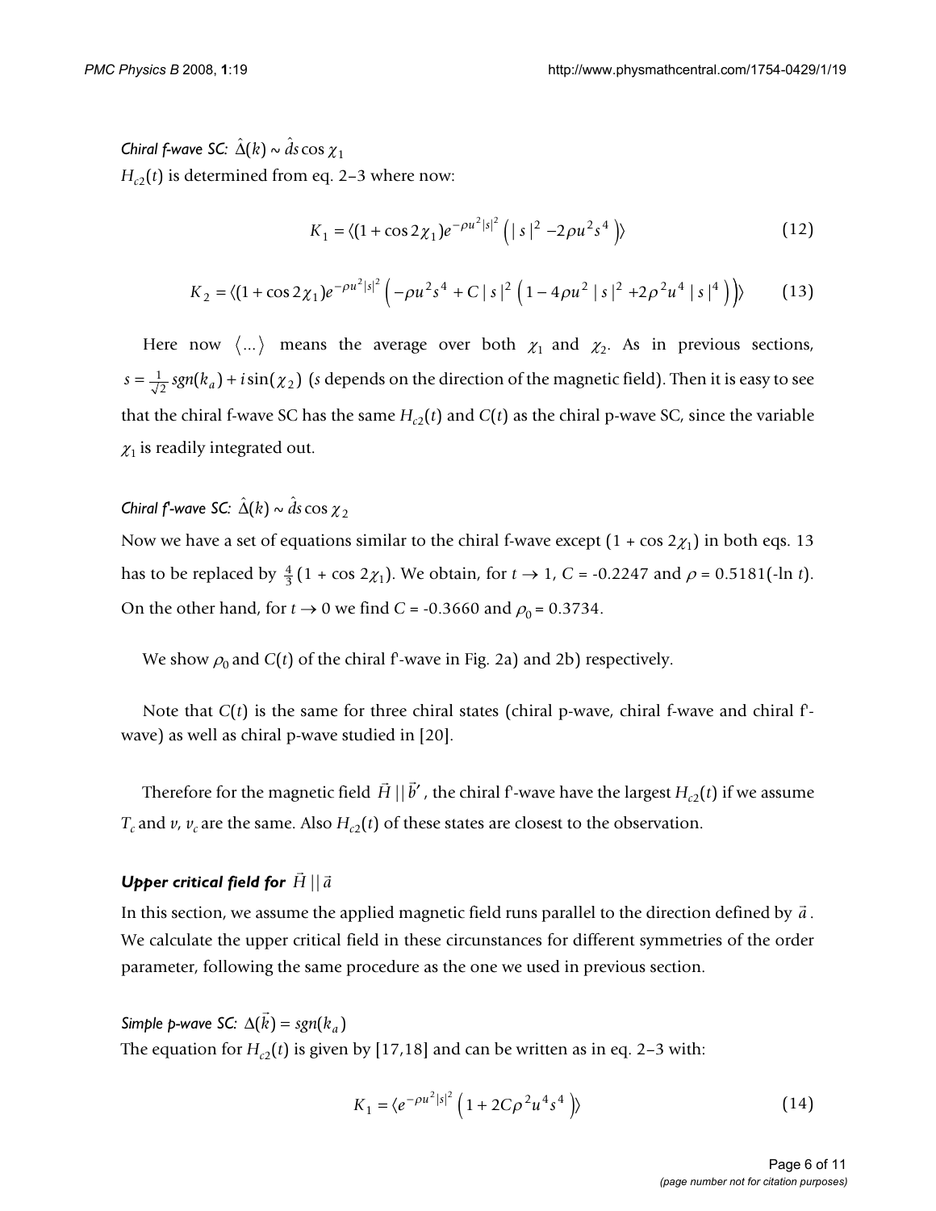*Chiral f-wave SC:* $\hat{\Delta}(k) \sim \hat{d}s\cos\chi_1$

$H_{c2}(t)$ is determined from eq. 2–3 where now:

$$K_1 = \langle (1+\cos 2\chi_1) e^{-\rho u^2 |s|^2} \left( |s|^2 - 2\rho u^2 s^4 \right) \rangle \tag{12}$$

$$K_2 = \langle (1+\cos 2\chi_1) e^{-\rho u^2 |s|^2} \left( -\rho u^2 s^4 + C|s|^2 \left( 1 - 4\rho u^2 |s|^2 + 2\rho^2 u^4 |s|^4 \right) \right) \rangle \tag{13}$$

Here now $\langle ... \rangle$ means the average over both $\chi_1$ and $\chi_2$. As in previous sections, $s = \frac{1}{\sqrt{2}} sgn(k_a) + i\sin(\chi_2)$ ($s$ depends on the direction of the magnetic field). Then it is easy to see that the chiral f-wave SC has the same $H_{c2}(t)$ and $C(t)$ as the chiral p-wave SC, since the variable $\chi_1$ is readily integrated out.

*Chiral f'-wave SC:* $\hat{\Delta}(k) \sim \hat{d}s\cos\chi_2$

Now we have a set of equations similar to the chiral f-wave except $(1 + \cos 2\chi_1)$ in both eqs. 13 has to be replaced by $\frac{4}{3}(1 + \cos 2\chi_1)$. We obtain, for $t \to 1$, $C = -0.2247$ and $\rho = 0.5181(-\ln t)$. On the other hand, for $t \to 0$ we find $C = -0.3660$ and $\rho_0 = 0.3734$.

We show $\rho_0$ and $C(t)$ of the chiral f'-wave in Fig. 2a) and 2b) respectively.

Note that $C(t)$ is the same for three chiral states (chiral p-wave, chiral f-wave and chiral f'-wave) as well as chiral p-wave studied in [20].

Therefore for the magnetic field $\vec{H} \parallel \vec{b}'$, the chiral f'-wave have the largest $H_{c2}(t)$ if we assume $T_c$ and $v$, $v_c$ are the same. Also $H_{c2}(t)$ of these states are closest to the observation.

### Upper critical field for $\vec{H} \parallel \vec{a}$

In this section, we assume the applied magnetic field runs parallel to the direction defined by $\vec{a}$. We calculate the upper critical field in these circumstances for different symmetries of the order parameter, following the same procedure as the one we used in previous section.

*Simple p-wave SC:* $\Delta(\vec{k}) = sgn(k_a)$

The equation for $H_{c2}(t)$ is given by [17,18] and can be written as in eq. 2–3 with:

$$K_1 = \langle e^{-\rho u^2 |s|^2} \left( 1 + 2C\rho^2 u^4 s^4 \right) \rangle \tag{14}$$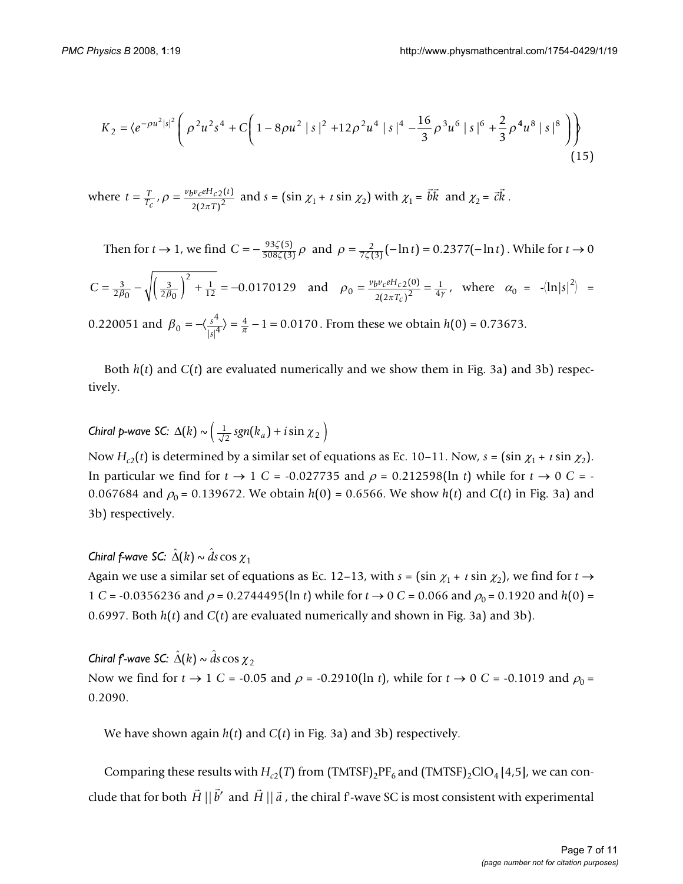$$K_2 = \langle e^{-\rho u^2 |s|^2} \left( \rho^2 u^2 s^4 + C\left( 1 - 8\rho u^2 \mid s\mid^2 + 12\rho^2 u^4 \mid s\mid^4 - \frac{16}{3}\rho^3 u^6 \mid s\mid^6 + \frac{2}{3}\rho^4 u^8 \mid s\mid^8 \right) \right) \rangle \tag{15}$$

where $t = \frac{T}{T_c}$, $\rho = \frac{v_b v_c e H_{c2}(t)}{2(2\pi T)^2}$ and $s = (\sin \chi_1 + \imath \sin \chi_2)$ with $\chi_1 = \vec{b}\vec{k}$ and $\chi_2 = \vec{c}\vec{k}$.

Then for $t \to 1$, we find $C = -\frac{93\zeta(5)}{508\zeta(3)}\rho$ and $\rho = \frac{2}{7\zeta(3)}(-\ln t) = 0.2377(-\ln t)$. While for $t \to 0$ $C = \frac{3}{2\beta_0} - \sqrt{\left(\frac{3}{2\beta_0}\right)^2 + \frac{1}{12}} = -0.0170129$ and $\rho_0 = \frac{v_b v_c e H_{c2}(0)}{2(2\pi T_c)^2} = \frac{1}{4\gamma}$, where $\alpha_0 = -\langle \ln|s|^2 \rangle = 0.220051$ and $\beta_0 = -\langle \frac{s^4}{|s|^4} \rangle = \frac{4}{\pi} - 1 = 0.0170$. From these we obtain $h(0) = 0.73673$.

Both $h(t)$ and $C(t)$ are evaluated numerically and we show them in Fig. 3a) and 3b) respectively.

*Chiral p-wave SC:* $\Delta(k) \sim \left( \frac{1}{\sqrt{2}} sgn(k_a) + i \sin \chi_2 \right)$

Now $H_{c2}(t)$ is determined by a similar set of equations as Ec. 10–11. Now, $s = (\sin \chi_1 + \imath \sin \chi_2)$. In particular we find for $t \to 1$ $C = -0.027735$ and $\rho = 0.212598(\ln t)$ while for $t \to 0$ $C = -0.067684$ and $\rho_0 = 0.139672$. We obtain $h(0) = 0.6566$. We show $h(t)$ and $C(t)$ in Fig. 3a) and 3b) respectively.

*Chiral f-wave SC:* $\hat{\Delta}(k) \sim \hat{d}s \cos \chi_1$

Again we use a similar set of equations as Ec. 12–13, with $s = (\sin \chi_1 + \imath \sin \chi_2)$, we find for $t \to 1$ $C = -0.0356236$ and $\rho = 0.2744495(\ln t)$ while for $t \to 0$ $C = 0.066$ and $\rho_0 = 0.1920$ and $h(0) = 0.6997$. Both $h(t)$ and $C(t)$ are evaluated numerically and shown in Fig. 3a) and 3b).

*Chiral f'-wave SC:* $\hat{\Delta}(k) \sim \hat{d}s \cos \chi_2$

Now we find for $t \to 1$ $C = -0.05$ and $\rho = -0.2910(\ln t)$, while for $t \to 0$ $C = -0.1019$ and $\rho_0 = 0.2090$.

We have shown again $h(t)$ and $C(t)$ in Fig. 3a) and 3b) respectively.

Comparing these results with $H_{c2}(T)$ from $(TMTSF)_2PF_6$ and $(TMTSF)_2ClO_4$ [4,5], we can conclude that for both $\vec{H} \,||\, \vec{b}'$ and $\vec{H} \,||\, \vec{a}$, the chiral f'-wave SC is most consistent with experimental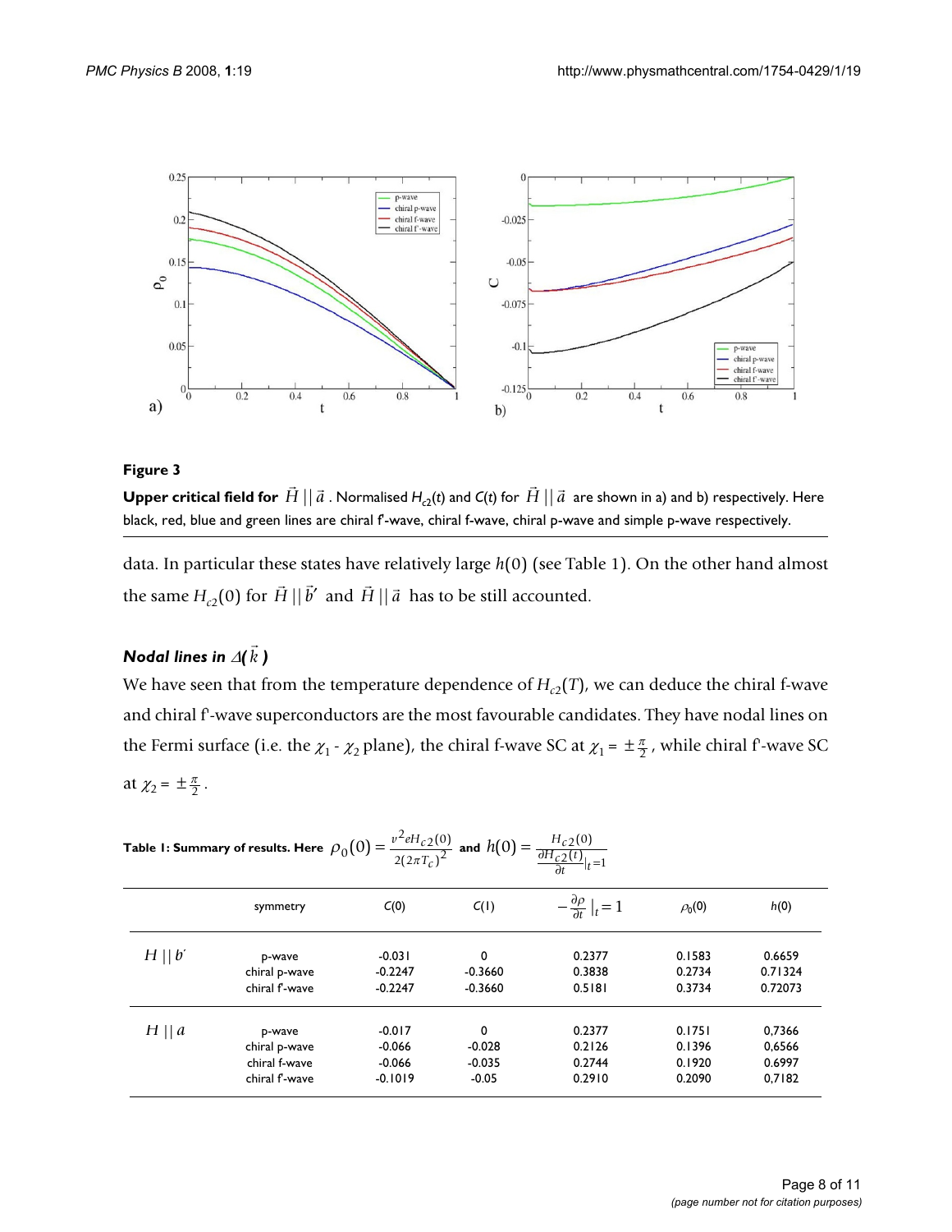**Figure 3**

**Upper critical field for $\vec{H} \,||\, \vec{a}$.** Normalised $H_{c2}(t)$ and $C(t)$ for $\vec{H} \,||\, \vec{a}$ are shown in a) and b) respectively. Here black, red, blue and green lines are chiral f'-wave, chiral f-wave, chiral p-wave and simple p-wave respectively.

data. In particular these states have relatively large $h(0)$ (see Table 1). On the other hand almost the same $H_{c2}(0)$ for $\vec{H} \,||\, \vec{b}'$ and $\vec{H} \,||\, \vec{a}$ has to be still accounted.

### *Nodal lines in $\Delta(\vec{k})$*

We have seen that from the temperature dependence of $H_{c2}(T)$, we can deduce the chiral f-wave and chiral f'-wave superconductors are the most favourable candidates. They have nodal lines on the Fermi surface (i.e. the $\chi_1$ - $\chi_2$ plane), the chiral f-wave SC at $\chi_1 = \pm\frac{\pi}{2}$, while chiral f'-wave SC at $\chi_2 = \pm\frac{\pi}{2}$.

**Table 1: Summary of results. Here** $\rho_0(0) = \frac{v^2 e H_{c2}(0)}{2(2\pi T_c)^2}$ **and** $h(0) = \frac{H_{c2}(0)}{\frac{\partial H_{c2}(t)}{\partial t}|_{t=1}}$

| | symmetry | $C(0)$ | $C(1)$ | $-\frac{\partial \rho}{\partial t}\|_{t=1}$ | $\rho_0(0)$ | $h(0)$ |
|---|---|---|---|---|---|---|
| $H \,\|\|\, b'$ | p-wave | -0.031 | 0 | 0.2377 | 0.1583 | 0.6659 |
| | chiral p-wave | -0.2247 | -0.3660 | 0.3838 | 0.2734 | 0.71324 |
| | chiral f'-wave | -0.2247 | -0.3660 | 0.5181 | 0.3734 | 0.72073 |
| $H \,\|\|\, a$ | p-wave | -0.017 | 0 | 0.2377 | 0.1751 | 0,7366 |
| | chiral p-wave | -0.066 | -0.028 | 0.2126 | 0.1396 | 0,6566 |
| | chiral f-wave | -0.066 | -0.035 | 0.2744 | 0.1920 | 0,6997 |
| | chiral f'-wave | -0.1019 | -0.05 | 0.2910 | 0.2090 | 0,7182 |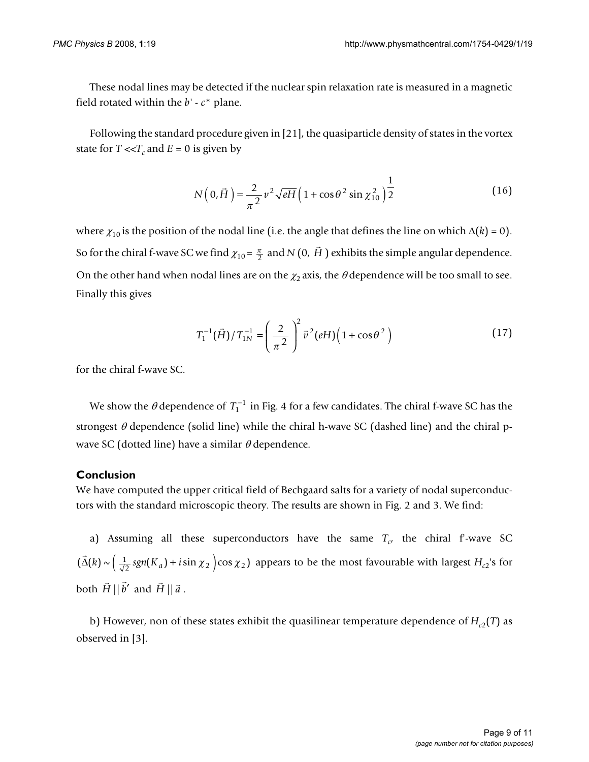These nodal lines may be detected if the nuclear spin relaxation rate is measured in a magnetic field rotated within the $b'$ - $c^*$ plane.

Following the standard procedure given in [21], the quasiparticle density of states in the vortex state for $T << T_c$ and $E = 0$ is given by

$$N\left(0,\vec{H}\right) = \frac{2}{\pi^2} v^2 \sqrt{eH} \left(1 + \cos\theta^2 \sin\chi_{10}^2\right)^{\frac{1}{2}} \tag{16}$$

where $\chi_{10}$ is the position of the nodal line (i.e. the angle that defines the line on which $\Delta(k) = 0$). So for the chiral f-wave SC we find $\chi_{10} = \frac{\pi}{2}$ and $N(0, \vec{H})$ exhibits the simple angular dependence. On the other hand when nodal lines are on the $\chi_2$ axis, the $\theta$ dependence will be too small to see. Finally this gives

$$T_1^{-1}(\vec{H}) / T_{1N}^{-1} = \left(\frac{2}{\pi^2}\right)^2 \vec{v}^2 (eH)\left(1 + \cos\theta^2\right) \tag{17}$$

for the chiral f-wave SC.

We show the $\theta$ dependence of $T_1^{-1}$ in Fig. 4 for a few candidates. The chiral f-wave SC has the strongest $\theta$ dependence (solid line) while the chiral h-wave SC (dashed line) and the chiral p-wave SC (dotted line) have a similar $\theta$ dependence.

## Conclusion

We have computed the upper critical field of Bechgaard salts for a variety of nodal superconductors with the standard microscopic theory. The results are shown in Fig. 2 and 3. We find:

a) Assuming all these superconductors have the same $T_c$, the chiral f'-wave SC ($\vec{\Delta}(k) \sim \left(\frac{1}{\sqrt{2}} sgn(K_a) + i \sin\chi_2\right)\cos\chi_2$) appears to be the most favourable with largest $H_{c2}$'s for both $\vec{H} \,||\, \vec{b}'$ and $\vec{H} \,||\, \vec{a}$.

b) However, non of these states exhibit the quasilinear temperature dependence of $H_{c2}(T)$ as observed in [3].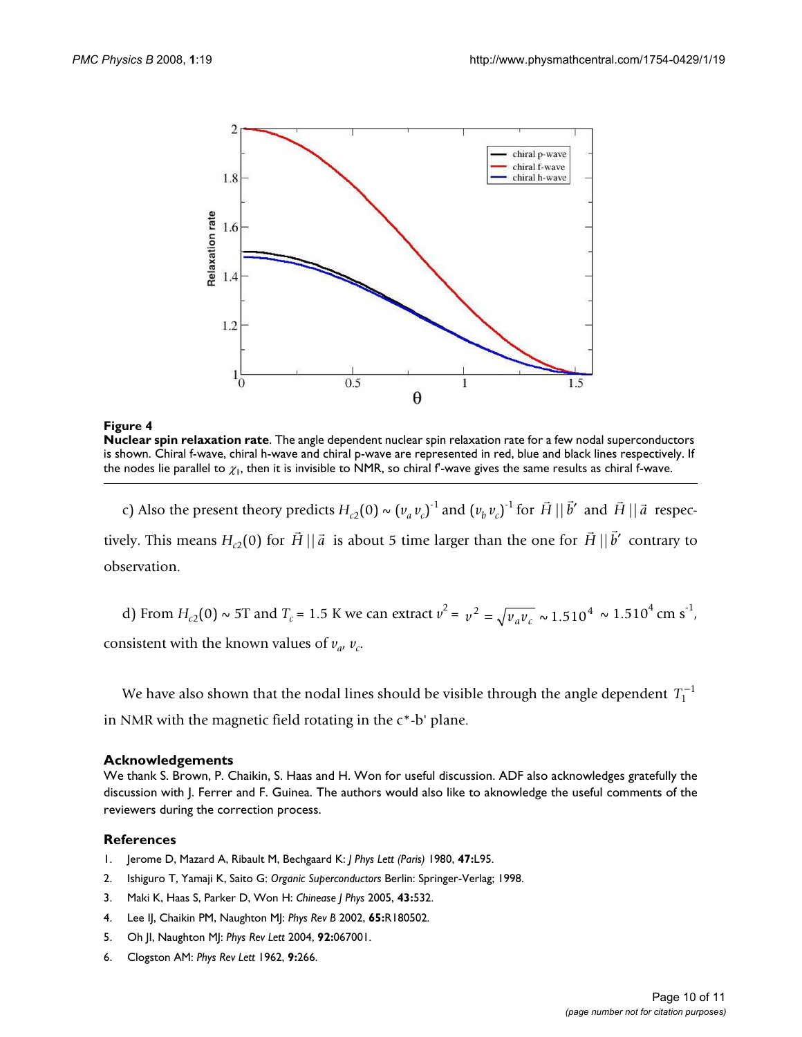**Figure 4**

**Nuclear spin relaxation rate**. The angle dependent nuclear spin relaxation rate for a few nodal superconductors is shown. Chiral f-wave, chiral h-wave and chiral p-wave are represented in red, blue and black lines respectively. If the nodes lie parallel to $\chi_1$, then it is invisible to NMR, so chiral f'-wave gives the same results as chiral f-wave.

c) Also the present theory predicts $H_{c2}(0) \sim (v_a v_c)^{-1}$ and $(v_b v_c)^{-1}$ for $\vec{H} \,||\, \vec{b}'$ and $\vec{H} \,||\, \vec{a}$ respectively. This means $H_{c2}(0)$ for $\vec{H} \,||\, \vec{a}$ is about 5 time larger than the one for $\vec{H} \,||\, \vec{b}'$ contrary to observation.

d) From $H_{c2}(0) \sim 5\text{T}$ and $T_c = 1.5$ K we can extract $v^2 = v^2 = \sqrt{v_a v_c} \sim 1.510^4 \sim 1.510^4 \text{ cm s}^{-1}$, consistent with the known values of $v_a$, $v_c$.

We have also shown that the nodal lines should be visible through the angle dependent $T_1^{-1}$ in NMR with the magnetic field rotating in the c*-b' plane.

### Acknowledgements

We thank S. Brown, P. Chaikin, S. Haas and H. Won for useful discussion. ADF also acknowledges gratefully the discussion with J. Ferrer and F. Guinea. The authors would also like to aknowledge the useful comments of the reviewers during the correction process.

### References

1. Jerome D, Mazard A, Ribault M, Bechgaard K: *J Phys Lett (Paris)* 1980, **47:**L95.
2. Ishiguro T, Yamaji K, Saito G: *Organic Superconductors* Berlin: Springer-Verlag; 1998.
3. Maki K, Haas S, Parker D, Won H: *Chinease J Phys* 2005, **43:**532.
4. Lee IJ, Chaikin PM, Naughton MJ: *Phys Rev B* 2002, **65:**R180502.
5. Oh JI, Naughton MJ: *Phys Rev Lett* 2004, **92:**067001.
6. Clogston AM: *Phys Rev Lett* 1962, **9:**266.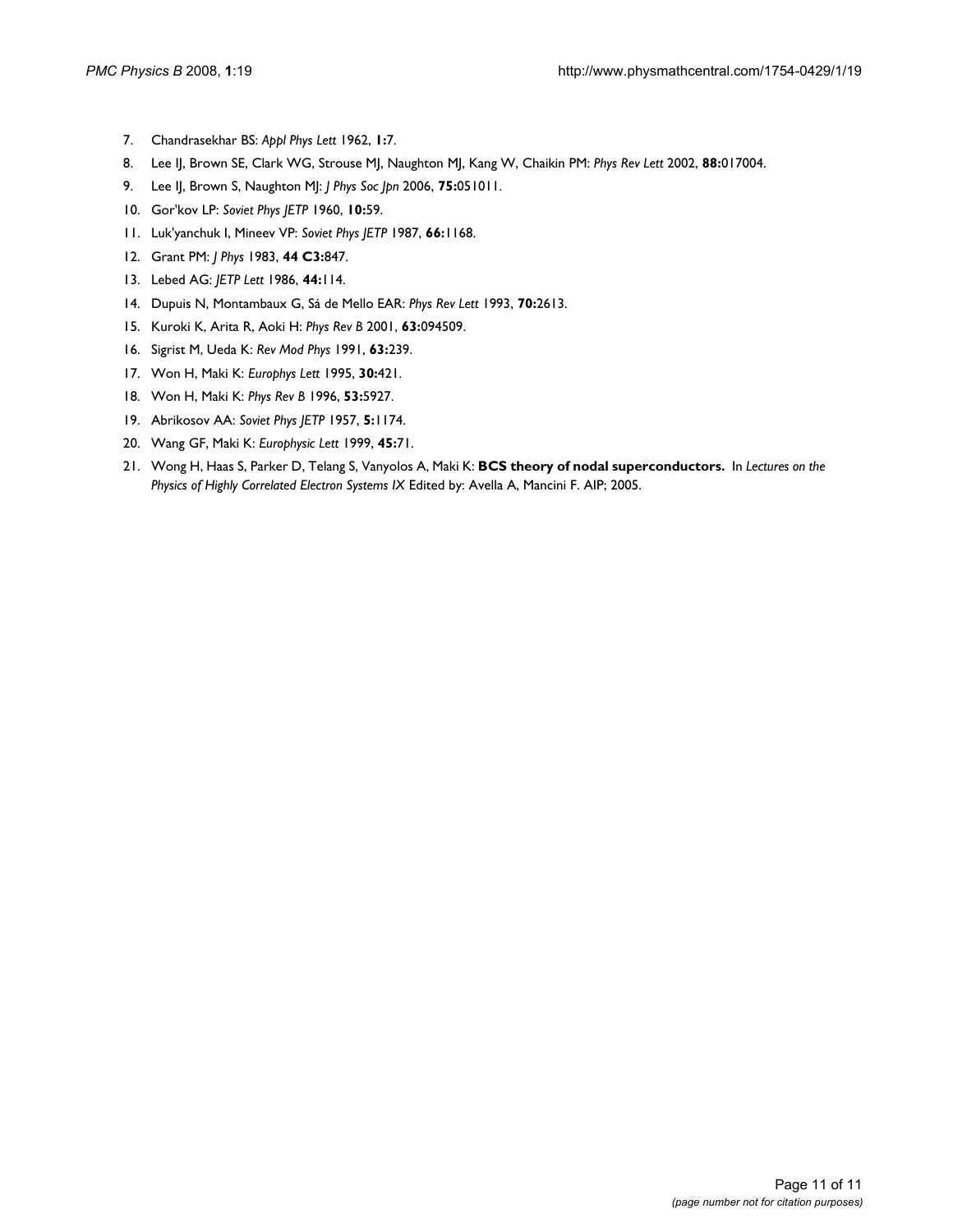7. Chandrasekhar BS: *Appl Phys Lett* 1962, **1:**7.
8. Lee IJ, Brown SE, Clark WG, Strouse MJ, Naughton MJ, Kang W, Chaikin PM: *Phys Rev Lett* 2002, **88:**017004.
9. Lee IJ, Brown S, Naughton MJ: *J Phys Soc Jpn* 2006, **75:**051011.
10. Gor'kov LP: *Soviet Phys JETP* 1960, **10:**59.
11. Luk'yanchuk I, Mineev VP: *Soviet Phys JETP* 1987, **66:**1168.
12. Grant PM: *J Phys* 1983, **44 C3:**847.
13. Lebed AG: *JETP Lett* 1986, **44:**114.
14. Dupuis N, Montambaux G, Sá de Mello EAR: *Phys Rev Lett* 1993, **70:**2613.
15. Kuroki K, Arita R, Aoki H: *Phys Rev B* 2001, **63:**094509.
16. Sigrist M, Ueda K: *Rev Mod Phys* 1991, **63:**239.
17. Won H, Maki K: *Europhys Lett* 1995, **30:**421.
18. Won H, Maki K: *Phys Rev B* 1996, **53:**5927.
19. Abrikosov AA: *Soviet Phys JETP* 1957, **5:**1174.
20. Wang GF, Maki K: *Europhysic Lett* 1999, **45:**71.
21. Wong H, Haas S, Parker D, Telang S, Vanyolos A, Maki K: **BCS theory of nodal superconductors.** In *Lectures on the Physics of Highly Correlated Electron Systems IX* Edited by: Avella A, Mancini F. AIP; 2005.